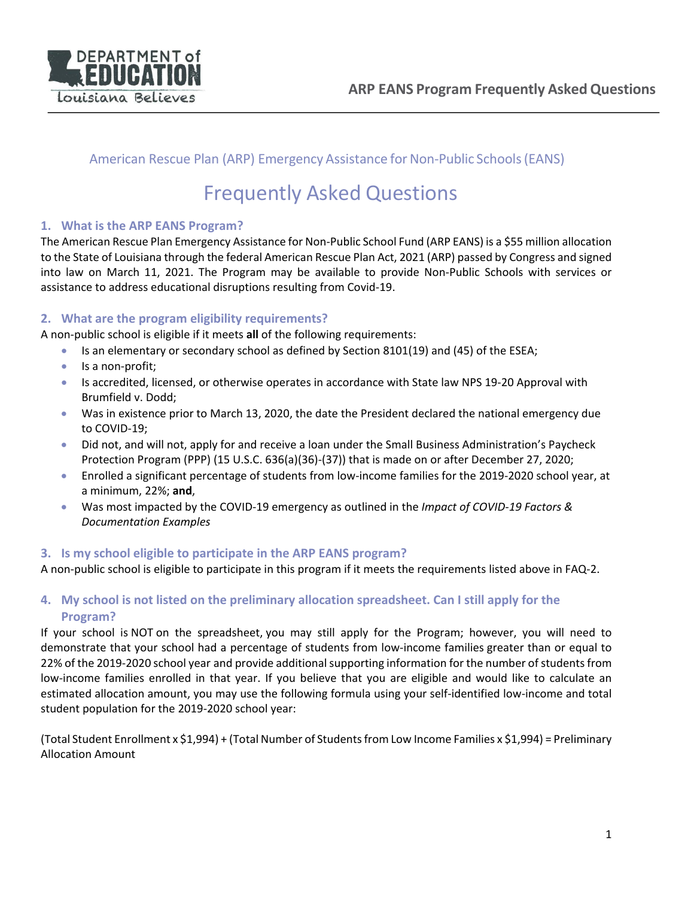American Rescue Plan (ARP) Emergency Assistance for Non-Public Schools (EANS)

# Frequently Asked Questions

### 1. What is the ARP EANS Program?

The American Rescue Plan Emergency Assistance for Non-Public School Fund (ARP EANS) is a $55 million allocation to the State of Louisiana through the federal American Rescue Plan Act, 2021 (ARP) passed by Congress and signed into law on March 11, 2021. The Program may be available to provide Non-Public Schools with services or assistance to address educational disruptions resulting from Covid-19.

### 2. What are the program eligibility requirements?

A non-public school is eligible if it meets **all** of the following requirements:

- Is an elementary or secondary school as defined by Section 8101(19) and (45) of the ESEA;
- Is a non-profit;
- Is accredited, licensed, or otherwise operates in accordance with State law NPS 19-20 Approval with Brumfield v. Dodd;
- Was in existence prior to March 13, 2020, the date the President declared the national emergency due to COVID-19;
- Did not, and will not, apply for and receive a loan under the Small Business Administration's Paycheck Protection Program (PPP) (15 U.S.C. 636(a)(36)-(37)) that is made on or after December 27, 2020;
- Enrolled a significant percentage of students from low-income families for the 2019-2020 school year, at a minimum, 22%; **and**,
- Was most impacted by the COVID-19 emergency as outlined in the *Impact of COVID-19 Factors & Documentation Examples*

### 3. Is my school eligible to participate in the ARP EANS program?

A non-public school is eligible to participate in this program if it meets the requirements listed above in FAQ-2.

### 4. My school is not listed on the preliminary allocation spreadsheet. Can I still apply for the Program?

If your school is NOT on the spreadsheet, you may still apply for the Program; however, you will need to demonstrate that your school had a percentage of students from low-income families greater than or equal to 22% of the 2019-2020 school year and provide additional supporting information for the number of students from low-income families enrolled in that year. If you believe that you are eligible and would like to calculate an estimated allocation amount, you may use the following formula using your self-identified low-income and total student population for the 2019-2020 school year:

(Total Student Enrollment x $1,994) + (Total Number of Students from Low Income Families x $1,994) = Preliminary Allocation Amount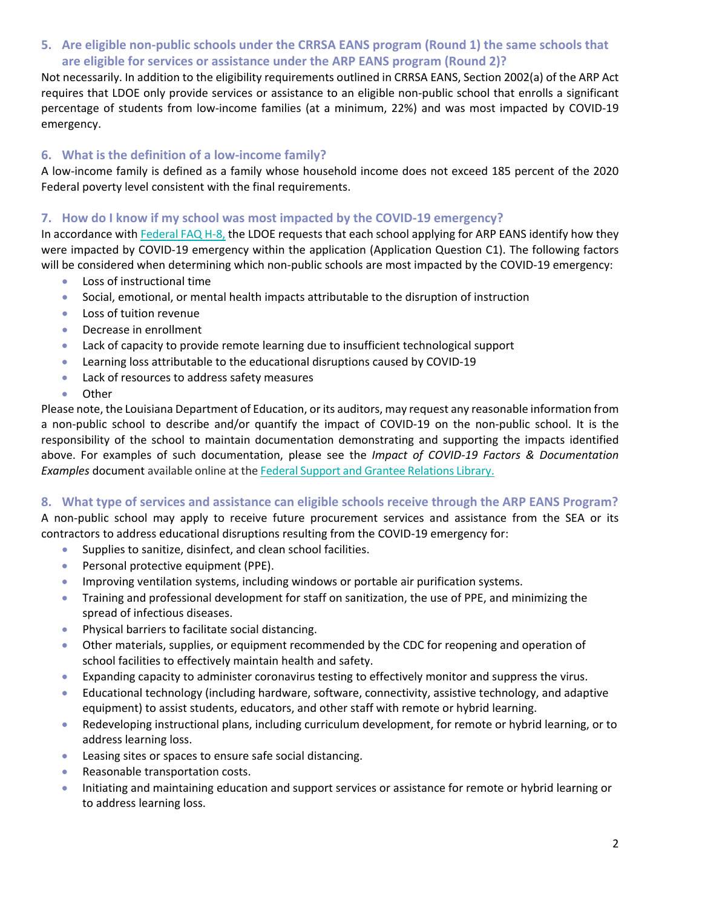### 5. Are eligible non-public schools under the CRRSA EANS program (Round 1) the same schools that are eligible for services or assistance under the ARP EANS program (Round 2)?

Not necessarily. In addition to the eligibility requirements outlined in CRRSA EANS, Section 2002(a) of the ARP Act requires that LDOE only provide services or assistance to an eligible non-public school that enrolls a significant percentage of students from low-income families (at a minimum, 22%) and was most impacted by COVID-19 emergency.

### 6. What is the definition of a low-income family?

A low-income family is defined as a family whose household income does not exceed 185 percent of the 2020 Federal poverty level consistent with the final requirements.

### 7. How do I know if my school was most impacted by the COVID-19 emergency?

In accordance with [Federal FAQ H-8,] the LDOE requests that each school applying for ARP EANS identify how they were impacted by COVID-19 emergency within the application (Application Question C1). The following factors will be considered when determining which non-public schools are most impacted by the COVID-19 emergency:

- Loss of instructional time
- Social, emotional, or mental health impacts attributable to the disruption of instruction
- Loss of tuition revenue
- Decrease in enrollment
- Lack of capacity to provide remote learning due to insufficient technological support
- Learning loss attributable to the educational disruptions caused by COVID-19
- Lack of resources to address safety measures
- Other

Please note, the Louisiana Department of Education, or its auditors, may request any reasonable information from a non-public school to describe and/or quantify the impact of COVID-19 on the non-public school. It is the responsibility of the school to maintain documentation demonstrating and supporting the impacts identified above. For examples of such documentation, please see the *Impact of COVID-19 Factors & Documentation Examples* document available online at the [Federal Support and Grantee Relations Library.]

### 8. What type of services and assistance can eligible schools receive through the ARP EANS Program?

A non-public school may apply to receive future procurement services and assistance from the SEA or its contractors to address educational disruptions resulting from the COVID-19 emergency for:

- Supplies to sanitize, disinfect, and clean school facilities.
- Personal protective equipment (PPE).
- Improving ventilation systems, including windows or portable air purification systems.
- Training and professional development for staff on sanitization, the use of PPE, and minimizing the spread of infectious diseases.
- Physical barriers to facilitate social distancing.
- Other materials, supplies, or equipment recommended by the CDC for reopening and operation of school facilities to effectively maintain health and safety.
- Expanding capacity to administer coronavirus testing to effectively monitor and suppress the virus.
- Educational technology (including hardware, software, connectivity, assistive technology, and adaptive equipment) to assist students, educators, and other staff with remote or hybrid learning.
- Redeveloping instructional plans, including curriculum development, for remote or hybrid learning, or to address learning loss.
- Leasing sites or spaces to ensure safe social distancing.
- Reasonable transportation costs.
- Initiating and maintaining education and support services or assistance for remote or hybrid learning or to address learning loss.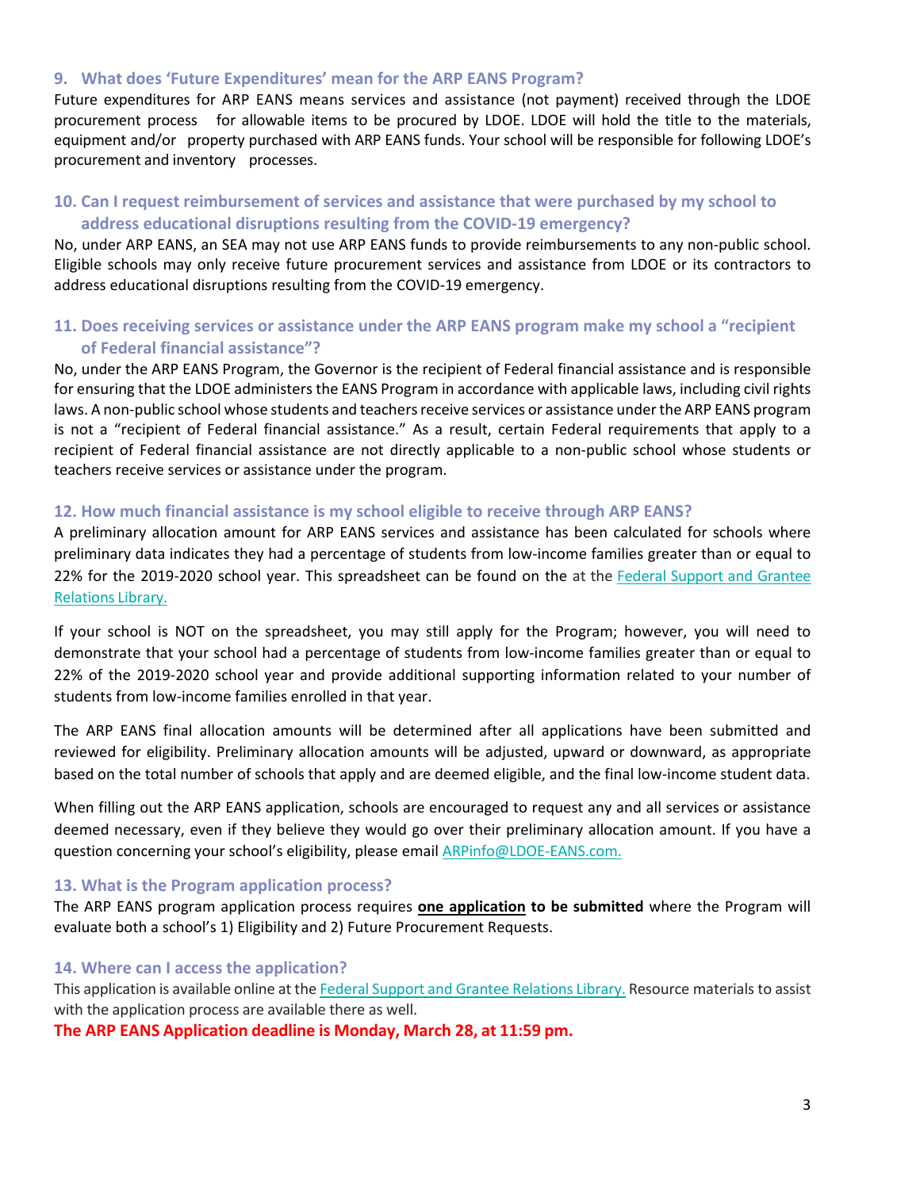### 9. What does 'Future Expenditures' mean for the ARP EANS Program?

Future expenditures for ARP EANS means services and assistance (not payment) received through the LDOE procurement process for allowable items to be procured by LDOE. LDOE will hold the title to the materials, equipment and/or property purchased with ARP EANS funds. Your school will be responsible for following LDOE's procurement and inventory processes.

### 10. Can I request reimbursement of services and assistance that were purchased by my school to address educational disruptions resulting from the COVID-19 emergency?

No, under ARP EANS, an SEA may not use ARP EANS funds to provide reimbursements to any non-public school. Eligible schools may only receive future procurement services and assistance from LDOE or its contractors to address educational disruptions resulting from the COVID-19 emergency.

### 11. Does receiving services or assistance under the ARP EANS program make my school a "recipient of Federal financial assistance"?

No, under the ARP EANS Program, the Governor is the recipient of Federal financial assistance and is responsible for ensuring that the LDOE administers the EANS Program in accordance with applicable laws, including civil rights laws. A non-public school whose students and teachers receive services or assistance under the ARP EANS program is not a "recipient of Federal financial assistance." As a result, certain Federal requirements that apply to a recipient of Federal financial assistance are not directly applicable to a non-public school whose students or teachers receive services or assistance under the program.

### 12. How much financial assistance is my school eligible to receive through ARP EANS?

A preliminary allocation amount for ARP EANS services and assistance has been calculated for schools where preliminary data indicates they had a percentage of students from low-income families greater than or equal to 22% for the 2019-2020 school year. This spreadsheet can be found on the at the [Federal Support and Grantee Relations Library.]()

If your school is NOT on the spreadsheet, you may still apply for the Program; however, you will need to demonstrate that your school had a percentage of students from low-income families greater than or equal to 22% of the 2019-2020 school year and provide additional supporting information related to your number of students from low-income families enrolled in that year.

The ARP EANS final allocation amounts will be determined after all applications have been submitted and reviewed for eligibility. Preliminary allocation amounts will be adjusted, upward or downward, as appropriate based on the total number of schools that apply and are deemed eligible, and the final low-income student data.

When filling out the ARP EANS application, schools are encouraged to request any and all services or assistance deemed necessary, even if they believe they would go over their preliminary allocation amount. If you have a question concerning your school's eligibility, please email ARPinfo@LDOE-EANS.com.

### 13. What is the Program application process?

The ARP EANS program application process requires **<u>one application</u> to be submitted** where the Program will evaluate both a school's 1) Eligibility and 2) Future Procurement Requests.

### 14. Where can I access the application?

This application is available online at the [Federal Support and Grantee Relations Library.]() Resource materials to assist with the application process are available there as well.

**The ARP EANS Application deadline is Monday, March 28, at 11:59 pm.**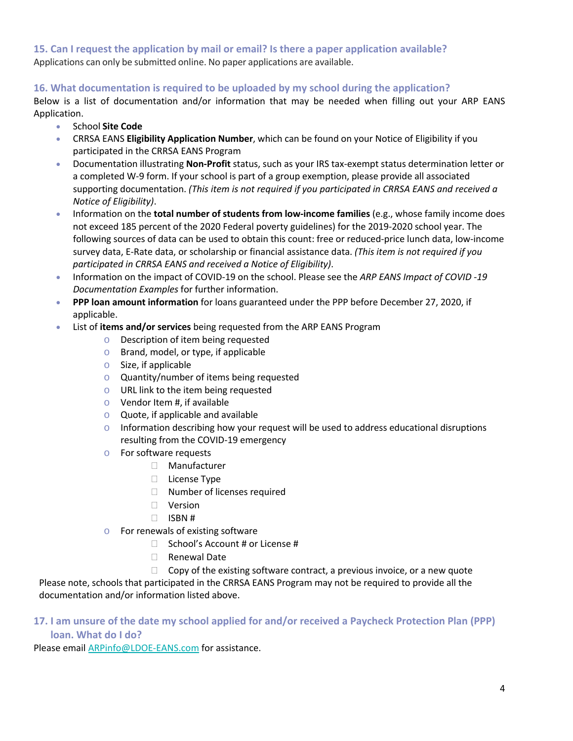### 15. Can I request the application by mail or email? Is there a paper application available?

Applications can only be submitted online. No paper applications are available.

### 16. What documentation is required to be uploaded by my school during the application?

Below is a list of documentation and/or information that may be needed when filling out your ARP EANS Application.

- School **Site Code**
- CRRSA EANS **Eligibility Application Number**, which can be found on your Notice of Eligibility if you participated in the CRRSA EANS Program
- Documentation illustrating **Non-Profit** status, such as your IRS tax-exempt status determination letter or a completed W-9 form. If your school is part of a group exemption, please provide all associated supporting documentation. *(This item is not required if you participated in CRRSA EANS and received a Notice of Eligibility)*.
- Information on the **total number of students from low-income families** (e.g., whose family income does not exceed 185 percent of the 2020 Federal poverty guidelines) for the 2019-2020 school year. The following sources of data can be used to obtain this count: free or reduced-price lunch data, low-income survey data, E-Rate data, or scholarship or financial assistance data. *(This item is not required if you participated in CRRSA EANS and received a Notice of Eligibility)*.
- Information on the impact of COVID-19 on the school. Please see the *ARP EANS Impact of COVID -19 Documentation Examples* for further information.
- **PPP loan amount information** for loans guaranteed under the PPP before December 27, 2020, if applicable.
- List of **items and/or services** being requested from the ARP EANS Program
  - Description of item being requested
  - Brand, model, or type, if applicable
  - Size, if applicable
  - Quantity/number of items being requested
  - URL link to the item being requested
  - Vendor Item #, if available
  - Quote, if applicable and available
  - Information describing how your request will be used to address educational disruptions resulting from the COVID-19 emergency
  - For software requests
    - Manufacturer
    - License Type
    - Number of licenses required
    - Version
    - ISBN #
  - For renewals of existing software
    - School's Account # or License #
    - Renewal Date
    - Copy of the existing software contract, a previous invoice, or a new quote

Please note, schools that participated in the CRRSA EANS Program may not be required to provide all the documentation and/or information listed above.

### 17. I am unsure of the date my school applied for and/or received a Paycheck Protection Plan (PPP) loan. What do I do?

Please email ARPinfo@LDOE-EANS.com for assistance.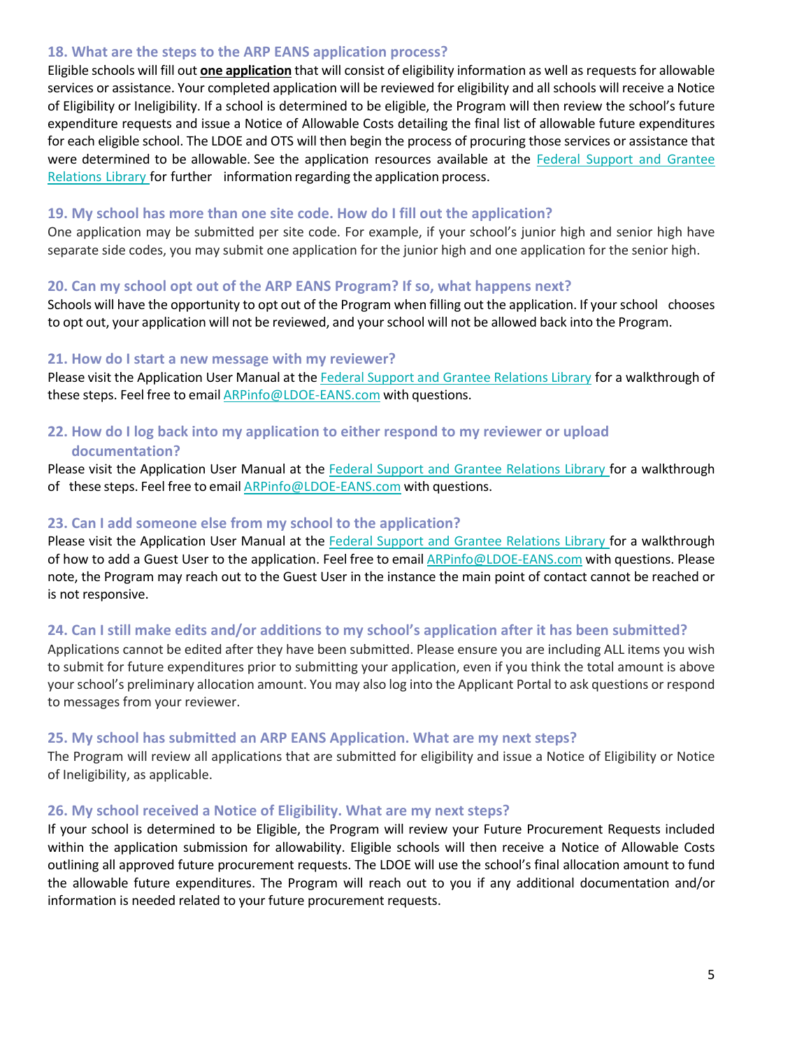### 18. What are the steps to the ARP EANS application process?

Eligible schools will fill out **one application** that will consist of eligibility information as well as requests for allowable services or assistance. Your completed application will be reviewed for eligibility and all schools will receive a Notice of Eligibility or Ineligibility. If a school is determined to be eligible, the Program will then review the school's future expenditure requests and issue a Notice of Allowable Costs detailing the final list of allowable future expenditures for each eligible school. The LDOE and OTS will then begin the process of procuring those services or assistance that were determined to be allowable. See the application resources available at the Federal Support and Grantee Relations Library for further information regarding the application process.

### 19. My school has more than one site code. How do I fill out the application?

One application may be submitted per site code. For example, if your school's junior high and senior high have separate side codes, you may submit one application for the junior high and one application for the senior high.

### 20. Can my school opt out of the ARP EANS Program? If so, what happens next?

Schools will have the opportunity to opt out of the Program when filling out the application. If your school chooses to opt out, your application will not be reviewed, and your school will not be allowed back into the Program.

### 21. How do I start a new message with my reviewer?

Please visit the Application User Manual at the Federal Support and Grantee Relations Library for a walkthrough of these steps. Feel free to email ARPinfo@LDOE-EANS.com with questions.

### 22. How do I log back into my application to either respond to my reviewer or upload documentation?

Please visit the Application User Manual at the Federal Support and Grantee Relations Library for a walkthrough of these steps. Feel free to email ARPinfo@LDOE-EANS.com with questions.

### 23. Can I add someone else from my school to the application?

Please visit the Application User Manual at the Federal Support and Grantee Relations Library for a walkthrough of how to add a Guest User to the application. Feel free to email ARPinfo@LDOE-EANS.com with questions. Please note, the Program may reach out to the Guest User in the instance the main point of contact cannot be reached or is not responsive.

### 24. Can I still make edits and/or additions to my school's application after it has been submitted?

Applications cannot be edited after they have been submitted. Please ensure you are including ALL items you wish to submit for future expenditures prior to submitting your application, even if you think the total amount is above your school's preliminary allocation amount. You may also log into the Applicant Portal to ask questions or respond to messages from your reviewer.

### 25. My school has submitted an ARP EANS Application. What are my next steps?

The Program will review all applications that are submitted for eligibility and issue a Notice of Eligibility or Notice of Ineligibility, as applicable.

### 26. My school received a Notice of Eligibility. What are my next steps?

If your school is determined to be Eligible, the Program will review your Future Procurement Requests included within the application submission for allowability. Eligible schools will then receive a Notice of Allowable Costs outlining all approved future procurement requests. The LDOE will use the school's final allocation amount to fund the allowable future expenditures. The Program will reach out to you if any additional documentation and/or information is needed related to your future procurement requests.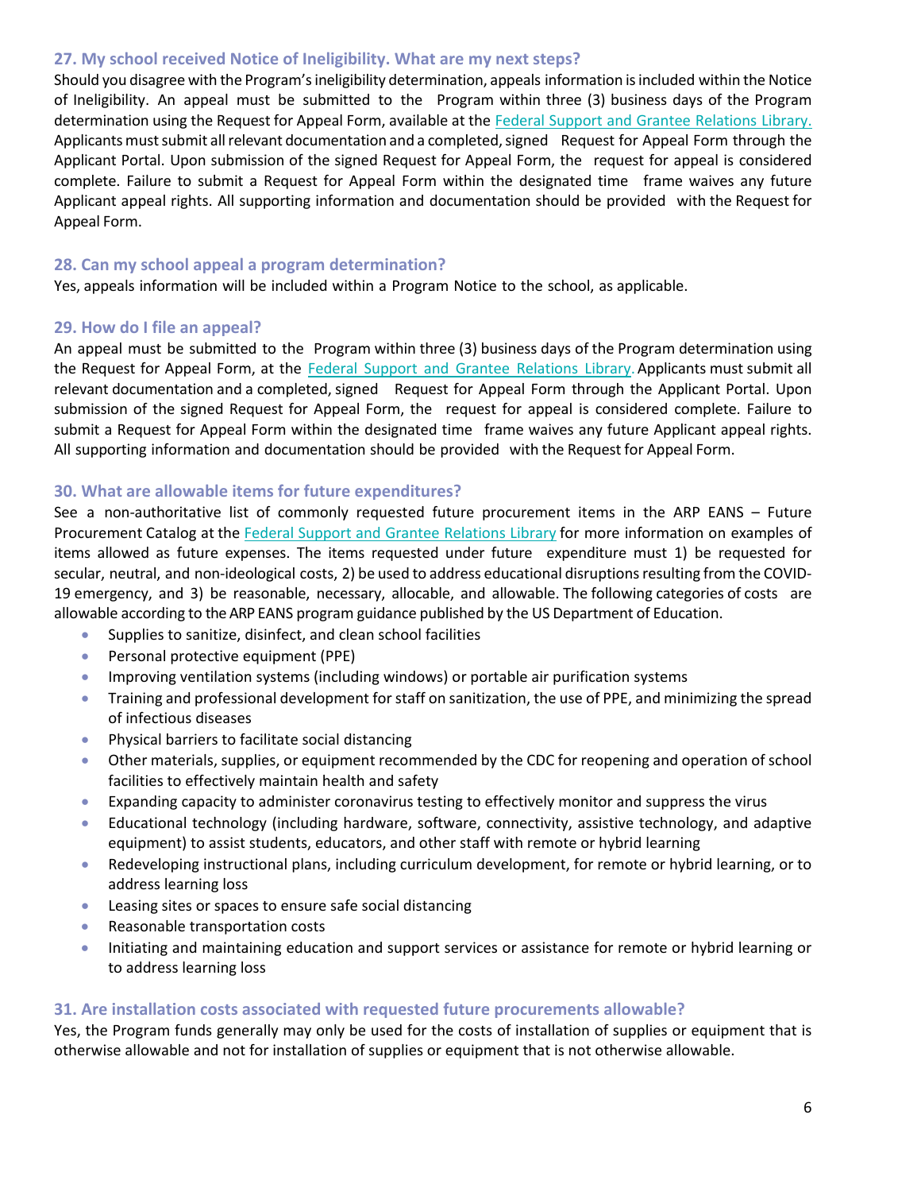### 27. My school received Notice of Ineligibility. What are my next steps?

Should you disagree with the Program's ineligibility determination, appeals information is included within the Notice of Ineligibility. An appeal must be submitted to the Program within three (3) business days of the Program determination using the Request for Appeal Form, available at the [Federal Support and Grantee Relations Library.](#) Applicants must submit all relevant documentation and a completed, signed Request for Appeal Form through the Applicant Portal. Upon submission of the signed Request for Appeal Form, the request for appeal is considered complete. Failure to submit a Request for Appeal Form within the designated time frame waives any future Applicant appeal rights. All supporting information and documentation should be provided with the Request for Appeal Form.

### 28. Can my school appeal a program determination?

Yes, appeals information will be included within a Program Notice to the school, as applicable.

### 29. How do I file an appeal?

An appeal must be submitted to the Program within three (3) business days of the Program determination using the Request for Appeal Form, at the [Federal Support and Grantee Relations Library.](#) Applicants must submit all relevant documentation and a completed, signed Request for Appeal Form through the Applicant Portal. Upon submission of the signed Request for Appeal Form, the request for appeal is considered complete. Failure to submit a Request for Appeal Form within the designated time frame waives any future Applicant appeal rights. All supporting information and documentation should be provided with the Request for Appeal Form.

### 30. What are allowable items for future expenditures?

See a non-authoritative list of commonly requested future procurement items in the ARP EANS – Future Procurement Catalog at the [Federal Support and Grantee Relations Library](#) for more information on examples of items allowed as future expenses. The items requested under future expenditure must 1) be requested for secular, neutral, and non-ideological costs, 2) be used to address educational disruptions resulting from the COVID-19 emergency, and 3) be reasonable, necessary, allocable, and allowable. The following categories of costs are allowable according to the ARP EANS program guidance published by the US Department of Education.

- Supplies to sanitize, disinfect, and clean school facilities
- Personal protective equipment (PPE)
- Improving ventilation systems (including windows) or portable air purification systems
- Training and professional development for staff on sanitization, the use of PPE, and minimizing the spread of infectious diseases
- Physical barriers to facilitate social distancing
- Other materials, supplies, or equipment recommended by the CDC for reopening and operation of school facilities to effectively maintain health and safety
- Expanding capacity to administer coronavirus testing to effectively monitor and suppress the virus
- Educational technology (including hardware, software, connectivity, assistive technology, and adaptive equipment) to assist students, educators, and other staff with remote or hybrid learning
- Redeveloping instructional plans, including curriculum development, for remote or hybrid learning, or to address learning loss
- Leasing sites or spaces to ensure safe social distancing
- Reasonable transportation costs
- Initiating and maintaining education and support services or assistance for remote or hybrid learning or to address learning loss

### 31. Are installation costs associated with requested future procurements allowable?

Yes, the Program funds generally may only be used for the costs of installation of supplies or equipment that is otherwise allowable and not for installation of supplies or equipment that is not otherwise allowable.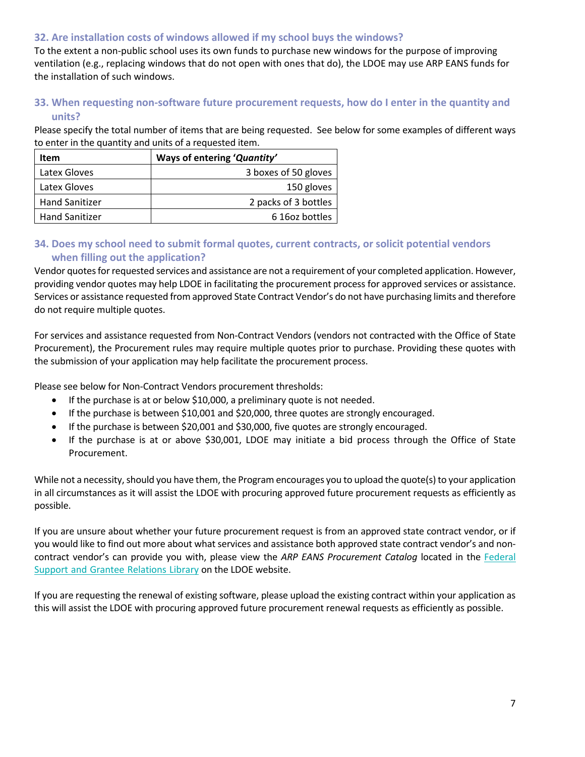### 32. Are installation costs of windows allowed if my school buys the windows?

To the extent a non-public school uses its own funds to purchase new windows for the purpose of improving ventilation (e.g., replacing windows that do not open with ones that do), the LDOE may use ARP EANS funds for the installation of such windows.

### 33. When requesting non-software future procurement requests, how do I enter in the quantity and units?

Please specify the total number of items that are being requested. See below for some examples of different ways to enter in the quantity and units of a requested item.

| Item | Ways of entering '*Quantity*' |
| --- | ---: |
| Latex Gloves | 3 boxes of 50 gloves |
| Latex Gloves | 150 gloves |
| Hand Sanitizer | 2 packs of 3 bottles |
| Hand Sanitizer | 6 16oz bottles |

### 34. Does my school need to submit formal quotes, current contracts, or solicit potential vendors when filling out the application?

Vendor quotes for requested services and assistance are not a requirement of your completed application. However, providing vendor quotes may help LDOE in facilitating the procurement process for approved services or assistance. Services or assistance requested from approved State Contract Vendor's do not have purchasing limits and therefore do not require multiple quotes.

For services and assistance requested from Non-Contract Vendors (vendors not contracted with the Office of State Procurement), the Procurement rules may require multiple quotes prior to purchase. Providing these quotes with the submission of your application may help facilitate the procurement process.

Please see below for Non-Contract Vendors procurement thresholds:

- If the purchase is at or below $10,000, a preliminary quote is not needed.
- If the purchase is between $10,001 and $20,000, three quotes are strongly encouraged.
- If the purchase is between $20,001 and $30,000, five quotes are strongly encouraged.
- If the purchase is at or above $30,001, LDOE may initiate a bid process through the Office of State Procurement.

While not a necessity, should you have them, the Program encourages you to upload the quote(s) to your application in all circumstances as it will assist the LDOE with procuring approved future procurement requests as efficiently as possible.

If you are unsure about whether your future procurement request is from an approved state contract vendor, or if you would like to find out more about what services and assistance both approved state contract vendor's and non-contract vendor's can provide you with, please view the *ARP EANS Procurement Catalog* located in the Federal Support and Grantee Relations Library on the LDOE website.

If you are requesting the renewal of existing software, please upload the existing contract within your application as this will assist the LDOE with procuring approved future procurement renewal requests as efficiently as possible.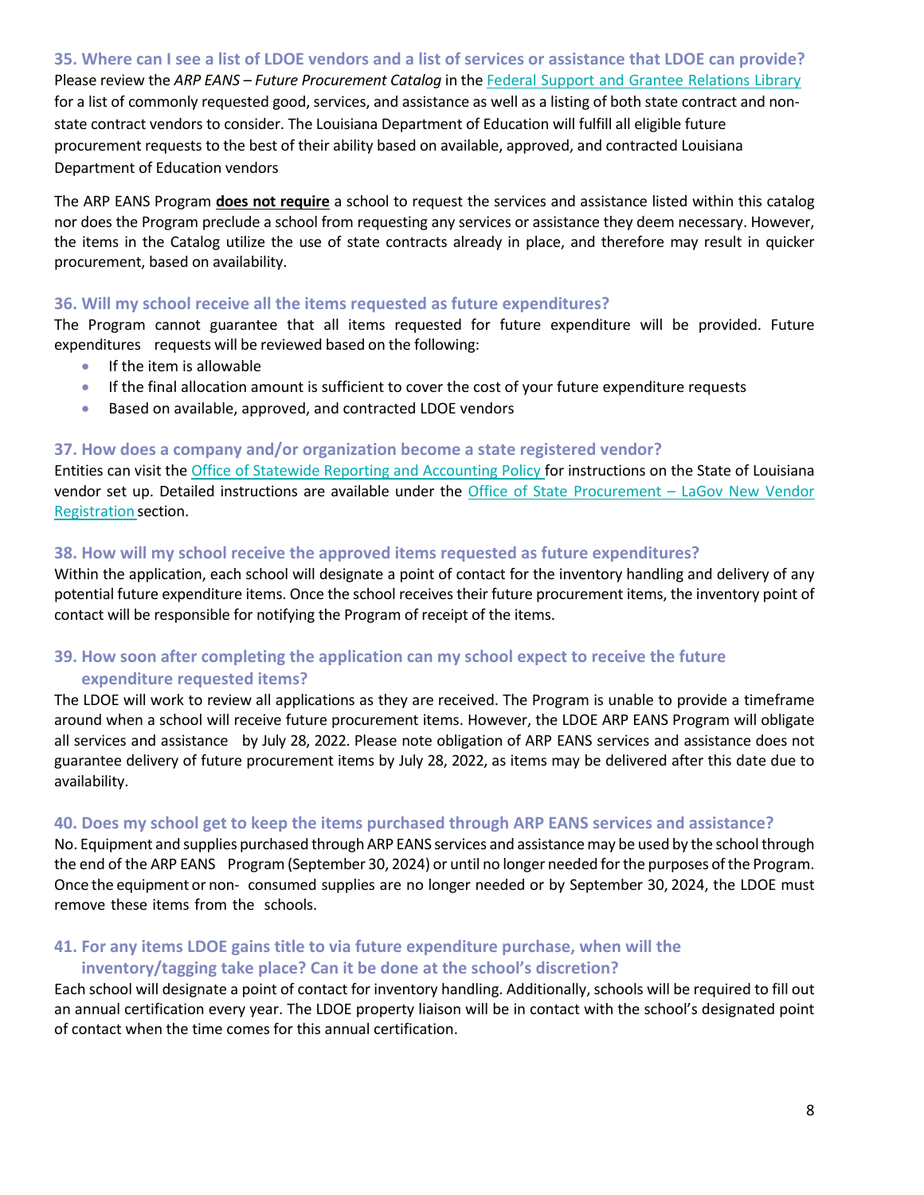### 35. Where can I see a list of LDOE vendors and a list of services or assistance that LDOE can provide?

Please review the *ARP EANS – Future Procurement Catalog* in the [Federal Support and Grantee Relations Library](#) for a list of commonly requested good, services, and assistance as well as a listing of both state contract and non-state contract vendors to consider. The Louisiana Department of Education will fulfill all eligible future procurement requests to the best of their ability based on available, approved, and contracted Louisiana Department of Education vendors

The ARP EANS Program **does not require** a school to request the services and assistance listed within this catalog nor does the Program preclude a school from requesting any services or assistance they deem necessary. However, the items in the Catalog utilize the use of state contracts already in place, and therefore may result in quicker procurement, based on availability.

### 36. Will my school receive all the items requested as future expenditures?

The Program cannot guarantee that all items requested for future expenditure will be provided. Future expenditures requests will be reviewed based on the following:

- If the item is allowable
- If the final allocation amount is sufficient to cover the cost of your future expenditure requests
- Based on available, approved, and contracted LDOE vendors

### 37. How does a company and/or organization become a state registered vendor?

Entities can visit the [Office of Statewide Reporting and Accounting Policy](#) for instructions on the State of Louisiana vendor set up. Detailed instructions are available under the [Office of State Procurement – LaGov New Vendor Registration](#) section.

### 38. How will my school receive the approved items requested as future expenditures?

Within the application, each school will designate a point of contact for the inventory handling and delivery of any potential future expenditure items. Once the school receives their future procurement items, the inventory point of contact will be responsible for notifying the Program of receipt of the items.

### 39. How soon after completing the application can my school expect to receive the future expenditure requested items?

The LDOE will work to review all applications as they are received. The Program is unable to provide a timeframe around when a school will receive future procurement items. However, the LDOE ARP EANS Program will obligate all services and assistance by July 28, 2022. Please note obligation of ARP EANS services and assistance does not guarantee delivery of future procurement items by July 28, 2022, as items may be delivered after this date due to availability.

### 40. Does my school get to keep the items purchased through ARP EANS services and assistance?

No. Equipment and supplies purchased through ARP EANS services and assistance may be used by the school through the end of the ARP EANS Program (September 30, 2024) or until no longer needed for the purposes of the Program. Once the equipment or non- consumed supplies are no longer needed or by September 30, 2024, the LDOE must remove these items from the schools.

### 41. For any items LDOE gains title to via future expenditure purchase, when will the inventory/tagging take place? Can it be done at the school's discretion?

Each school will designate a point of contact for inventory handling. Additionally, schools will be required to fill out an annual certification every year. The LDOE property liaison will be in contact with the school's designated point of contact when the time comes for this annual certification.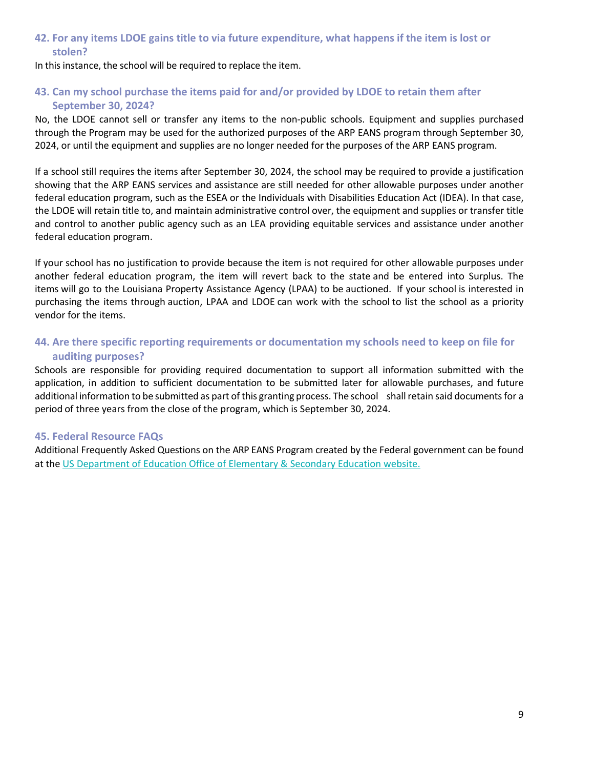### 42. For any items LDOE gains title to via future expenditure, what happens if the item is lost or stolen?

In this instance, the school will be required to replace the item.

### 43. Can my school purchase the items paid for and/or provided by LDOE to retain them after September 30, 2024?

No, the LDOE cannot sell or transfer any items to the non-public schools. Equipment and supplies purchased through the Program may be used for the authorized purposes of the ARP EANS program through September 30, 2024, or until the equipment and supplies are no longer needed for the purposes of the ARP EANS program.

If a school still requires the items after September 30, 2024, the school may be required to provide a justification showing that the ARP EANS services and assistance are still needed for other allowable purposes under another federal education program, such as the ESEA or the Individuals with Disabilities Education Act (IDEA). In that case, the LDOE will retain title to, and maintain administrative control over, the equipment and supplies or transfer title and control to another public agency such as an LEA providing equitable services and assistance under another federal education program.

If your school has no justification to provide because the item is not required for other allowable purposes under another federal education program, the item will revert back to the state and be entered into Surplus. The items will go to the Louisiana Property Assistance Agency (LPAA) to be auctioned. If your school is interested in purchasing the items through auction, LPAA and LDOE can work with the school to list the school as a priority vendor for the items.

### 44. Are there specific reporting requirements or documentation my schools need to keep on file for auditing purposes?

Schools are responsible for providing required documentation to support all information submitted with the application, in addition to sufficient documentation to be submitted later for allowable purchases, and future additional information to be submitted as part of this granting process. The school shall retain said documents for a period of three years from the close of the program, which is September 30, 2024.

### 45. Federal Resource FAQs

Additional Frequently Asked Questions on the ARP EANS Program created by the Federal government can be found at the US Department of Education Office of Elementary & Secondary Education website.